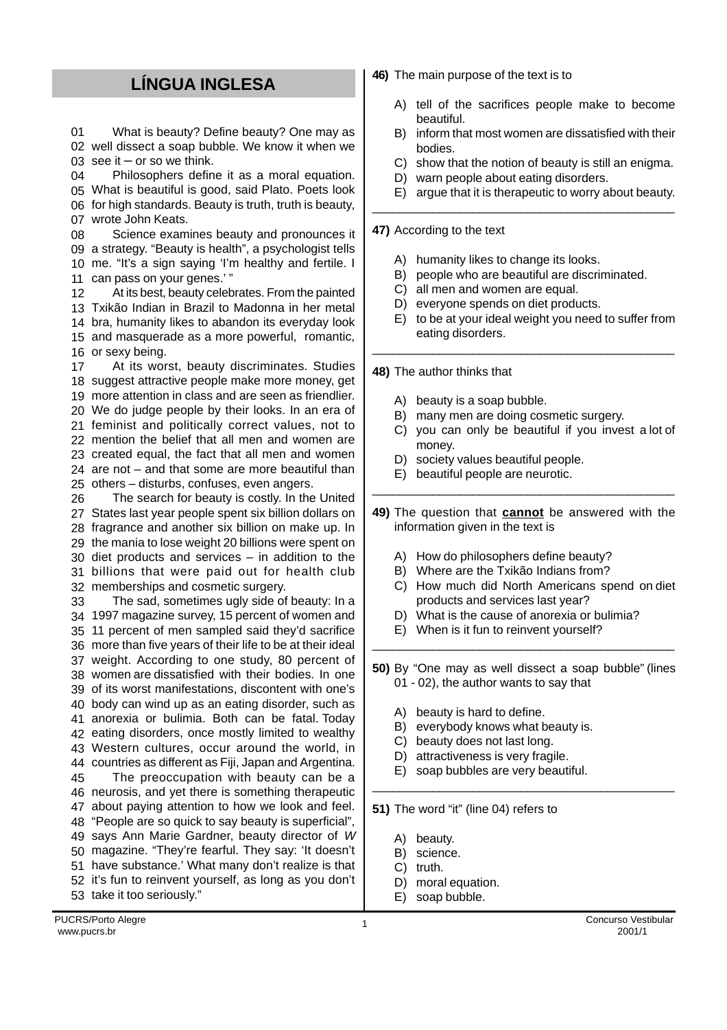## LÍNGUA INGLESA

01 What is beauty? Define beauty? One may as
02 well dissect a soap bubble. We know it when we
03 see it – or so we think.
04 Philosophers define it as a moral equation.
05 What is beautiful is good, said Plato. Poets look
06 for high standards. Beauty is truth, truth is beauty,
07 wrote John Keats.
08 Science examines beauty and pronounces it
09 a strategy. "Beauty is health", a psychologist tells
10 me. "It's a sign saying 'I'm healthy and fertile. I
11 can pass on your genes.' "
12 At its best, beauty celebrates. From the painted
13 Txikão Indian in Brazil to Madonna in her metal
14 bra, humanity likes to abandon its everyday look
15 and masquerade as a more powerful, romantic,
16 or sexy being.
17 At its worst, beauty discriminates. Studies
18 suggest attractive people make more money, get
19 more attention in class and are seen as friendlier.
20 We do judge people by their looks. In an era of
21 feminist and politically correct values, not to
22 mention the belief that all men and women are
23 created equal, the fact that all men and women
24 are not – and that some are more beautiful than
25 others – disturbs, confuses, even angers.
26 The search for beauty is costly. In the United
27 States last year people spent six billion dollars on
28 fragrance and another six billion on make up. In
29 the mania to lose weight 20 billions were spent on
30 diet products and services – in addition to the
31 billions that were paid out for health club
32 memberships and cosmetic surgery.
33 The sad, sometimes ugly side of beauty: In a
34 1997 magazine survey, 15 percent of women and
35 11 percent of men sampled said they'd sacrifice
36 more than five years of their life to be at their ideal
37 weight. According to one study, 80 percent of
38 women are dissatisfied with their bodies. In one
39 of its worst manifestations, discontent with one's
40 body can wind up as an eating disorder, such as
41 anorexia or bulimia. Both can be fatal. Today
42 eating disorders, once mostly limited to wealthy
43 Western cultures, occur around the world, in
44 countries as different as Fiji, Japan and Argentina.
45 The preoccupation with beauty can be a
46 neurosis, and yet there is something therapeutic
47 about paying attention to how we look and feel.
48 "People are so quick to say beauty is superficial",
49 says Ann Marie Gardner, beauty director of *W*
50 magazine. "They're fearful. They say: 'It doesn't
51 have substance.' What many don't realize is that
52 it's fun to reinvent yourself, as long as you don't
53 take it too seriously."

**46)** The main purpose of the text is to

A) tell of the sacrifices people make to become beautiful.
B) inform that most women are dissatisfied with their bodies.
C) show that the notion of beauty is still an enigma.
D) warn people about eating disorders.
E) argue that it is therapeutic to worry about beauty.

**47)** According to the text

A) humanity likes to change its looks.
B) people who are beautiful are discriminated.
C) all men and women are equal.
D) everyone spends on diet products.
E) to be at your ideal weight you need to suffer from eating disorders.

**48)** The author thinks that

A) beauty is a soap bubble.
B) many men are doing cosmetic surgery.
C) you can only be beautiful if you invest a lot of money.
D) society values beautiful people.
E) beautiful people are neurotic.

**49)** The question that **cannot** be answered with the information given in the text is

A) How do philosophers define beauty?
B) Where are the Txikão Indians from?
C) How much did North Americans spend on diet products and services last year?
D) What is the cause of anorexia or bulimia?
E) When is it fun to reinvent yourself?

**50)** By "One may as well dissect a soap bubble" (lines 01 - 02), the author wants to say that

A) beauty is hard to define.
B) everybody knows what beauty is.
C) beauty does not last long.
D) attractiveness is very fragile.
E) soap bubbles are very beautiful.

**51)** The word "it" (line 04) refers to

A) beauty.
B) science.
C) truth.
D) moral equation.
E) soap bubble.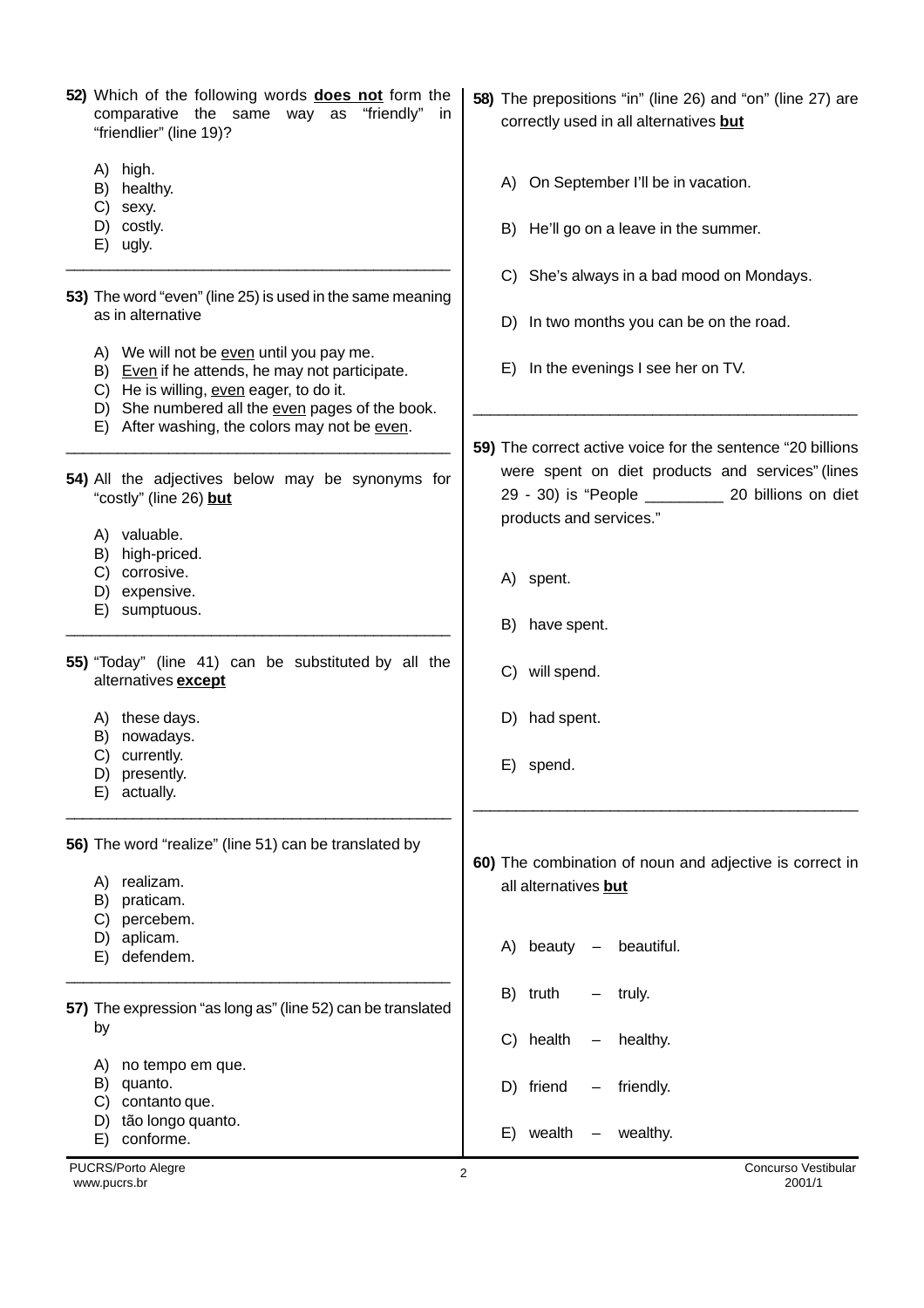**52)** Which of the following words **does not** form the comparative the same way as "friendly" in "friendlier" (line 19)?

A) high.
B) healthy.
C) sexy.
D) costly.
E) ugly.

---

**53)** The word "even" (line 25) is used in the same meaning as in alternative

A) We will not be <u>even</u> until you pay me.
B) <u>Even</u> if he attends, he may not participate.
C) He is willing, <u>even</u> eager, to do it.
D) She numbered all the <u>even</u> pages of the book.
E) After washing, the colors may not be <u>even</u>.

---

**54)** All the adjectives below may be synonyms for "costly" (line 26) **but**

A) valuable.
B) high-priced.
C) corrosive.
D) expensive.
E) sumptuous.

---

**55)** "Today" (line 41) can be substituted by all the alternatives **except**

A) these days.
B) nowadays.
C) currently.
D) presently.
E) actually.

---

**56)** The word "realize" (line 51) can be translated by

A) realizam.
B) praticam.
C) percebem.
D) aplicam.
E) defendem.

---

**57)** The expression "as long as" (line 52) can be translated by

A) no tempo em que.
B) quanto.
C) contanto que.
D) tão longo quanto.
E) conforme.

---

**58)** The prepositions "in" (line 26) and "on" (line 27) are correctly used in all alternatives **but**

A) On September I'll be in vacation.
B) He'll go on a leave in the summer.
C) She's always in a bad mood on Mondays.
D) In two months you can be on the road.
E) In the evenings I see her on TV.

---

**59)** The correct active voice for the sentence "20 billions were spent on diet products and services" (lines 29 - 30) is "People _________ 20 billions on diet products and services."

A) spent.
B) have spent.
C) will spend.
D) had spent.
E) spend.

---

**60)** The combination of noun and adjective is correct in all alternatives **but**

A) beauty – beautiful.
B) truth – truly.
C) health – healthy.
D) friend – friendly.
E) wealth – wealthy.